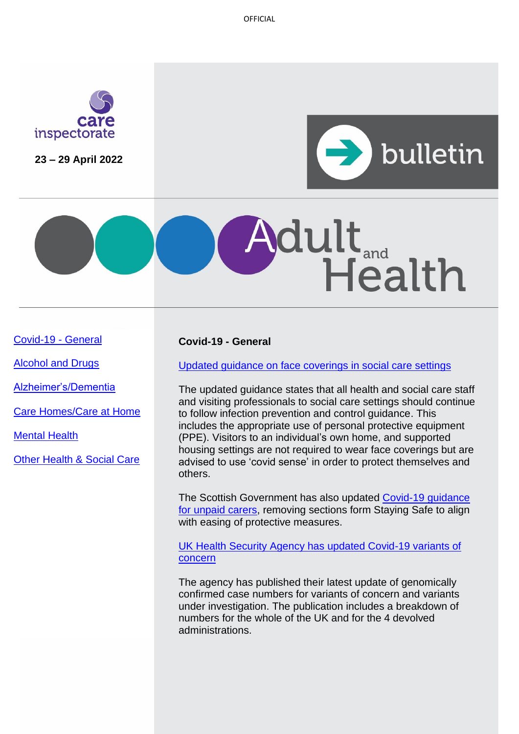OFFICIAL

care inspectorate

23 – 29 April 2022

bulletin

# Adult and Health

- Covid-19 - General
- Alcohol and Drugs
- Alzheimer's/Dementia
- Care Homes/Care at Home
- Mental Health
- Other Health & Social Care

## Covid-19 - General

Updated guidance on face coverings in social care settings

The updated guidance states that all health and social care staff and visiting professionals to social care settings should continue to follow infection prevention and control guidance. This includes the appropriate use of personal protective equipment (PPE). Visitors to an individual's own home, and supported housing settings are not required to wear face coverings but are advised to use 'covid sense' in order to protect themselves and others.

The Scottish Government has also updated Covid-19 guidance for unpaid carers, removing sections form Staying Safe to align with easing of protective measures.

UK Health Security Agency has updated Covid-19 variants of concern

The agency has published their latest update of genomically confirmed case numbers for variants of concern and variants under investigation. The publication includes a breakdown of numbers for the whole of the UK and for the 4 devolved administrations.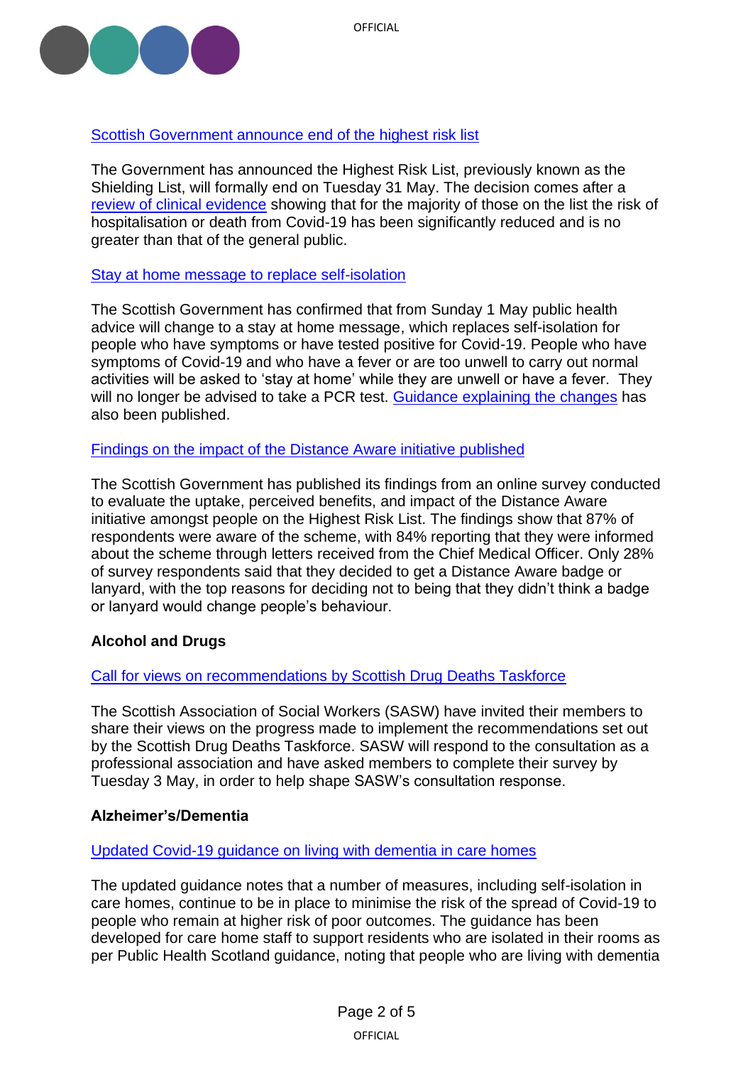[Scottish Government announce end of the highest risk list]

The Government has announced the Highest Risk List, previously known as the Shielding List, will formally end on Tuesday 31 May. The decision comes after a [review of clinical evidence] showing that for the majority of those on the list the risk of hospitalisation or death from Covid-19 has been significantly reduced and is no greater than that of the general public.

[Stay at home message to replace self-isolation]

The Scottish Government has confirmed that from Sunday 1 May public health advice will change to a stay at home message, which replaces self-isolation for people who have symptoms or have tested positive for Covid-19. People who have symptoms of Covid-19 and who have a fever or are too unwell to carry out normal activities will be asked to 'stay at home' while they are unwell or have a fever. They will no longer be advised to take a PCR test. [Guidance explaining the changes] has also been published.

[Findings on the impact of the Distance Aware initiative published]

The Scottish Government has published its findings from an online survey conducted to evaluate the uptake, perceived benefits, and impact of the Distance Aware initiative amongst people on the Highest Risk List. The findings show that 87% of respondents were aware of the scheme, with 84% reporting that they were informed about the scheme through letters received from the Chief Medical Officer. Only 28% of survey respondents said that they decided to get a Distance Aware badge or lanyard, with the top reasons for deciding not to being that they didn't think a badge or lanyard would change people's behaviour.

**Alcohol and Drugs**

[Call for views on recommendations by Scottish Drug Deaths Taskforce]

The Scottish Association of Social Workers (SASW) have invited their members to share their views on the progress made to implement the recommendations set out by the Scottish Drug Deaths Taskforce. SASW will respond to the consultation as a professional association and have asked members to complete their survey by Tuesday 3 May, in order to help shape SASW's consultation response.

**Alzheimer's/Dementia**

[Updated Covid-19 guidance on living with dementia in care homes]

The updated guidance notes that a number of measures, including self-isolation in care homes, continue to be in place to minimise the risk of the spread of Covid-19 to people who remain at higher risk of poor outcomes. The guidance has been developed for care home staff to support residents who are isolated in their rooms as per Public Health Scotland guidance, noting that people who are living with dementia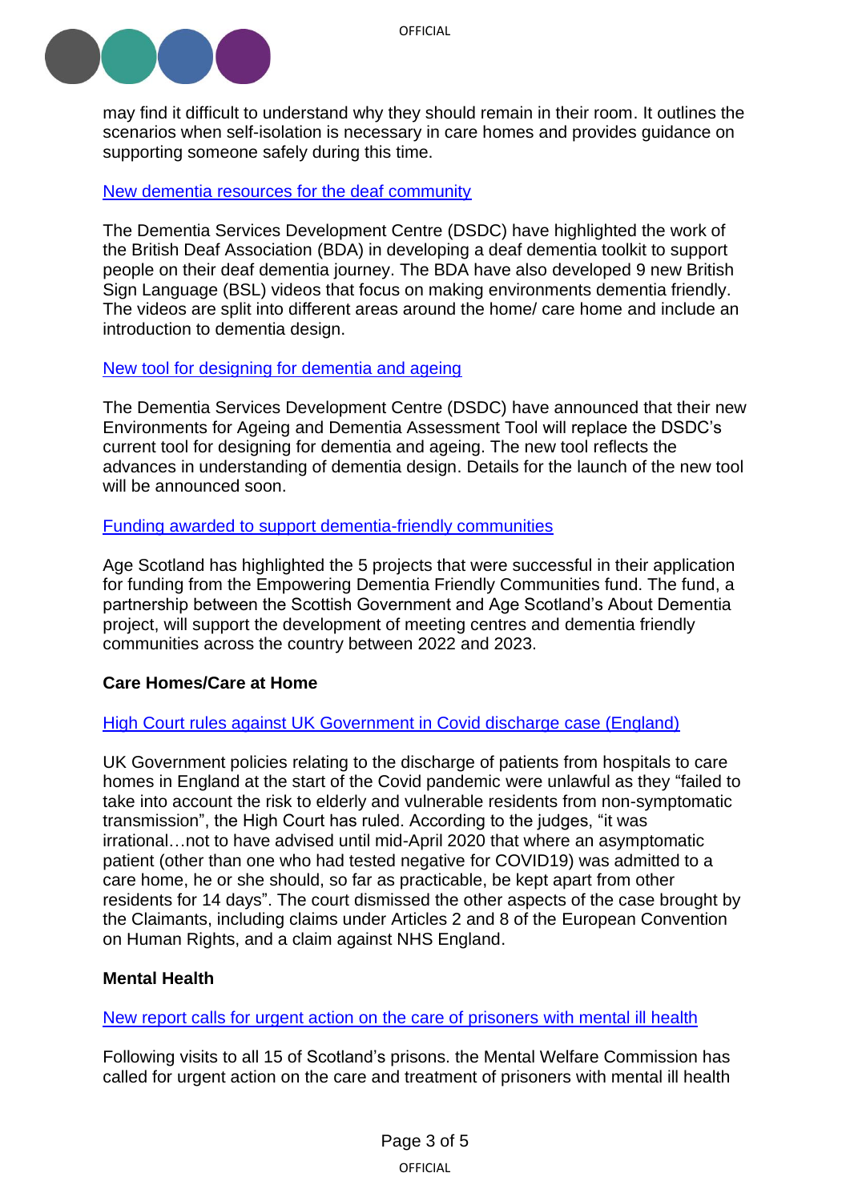may find it difficult to understand why they should remain in their room. It outlines the scenarios when self-isolation is necessary in care homes and provides guidance on supporting someone safely during this time.

New dementia resources for the deaf community

The Dementia Services Development Centre (DSDC) have highlighted the work of the British Deaf Association (BDA) in developing a deaf dementia toolkit to support people on their deaf dementia journey. The BDA have also developed 9 new British Sign Language (BSL) videos that focus on making environments dementia friendly. The videos are split into different areas around the home/ care home and include an introduction to dementia design.

New tool for designing for dementia and ageing

The Dementia Services Development Centre (DSDC) have announced that their new Environments for Ageing and Dementia Assessment Tool will replace the DSDC's current tool for designing for dementia and ageing. The new tool reflects the advances in understanding of dementia design. Details for the launch of the new tool will be announced soon.

Funding awarded to support dementia-friendly communities

Age Scotland has highlighted the 5 projects that were successful in their application for funding from the Empowering Dementia Friendly Communities fund. The fund, a partnership between the Scottish Government and Age Scotland's About Dementia project, will support the development of meeting centres and dementia friendly communities across the country between 2022 and 2023.

**Care Homes/Care at Home**

High Court rules against UK Government in Covid discharge case (England)

UK Government policies relating to the discharge of patients from hospitals to care homes in England at the start of the Covid pandemic were unlawful as they "failed to take into account the risk to elderly and vulnerable residents from non-symptomatic transmission", the High Court has ruled. According to the judges, "it was irrational…not to have advised until mid-April 2020 that where an asymptomatic patient (other than one who had tested negative for COVID19) was admitted to a care home, he or she should, so far as practicable, be kept apart from other residents for 14 days". The court dismissed the other aspects of the case brought by the Claimants, including claims under Articles 2 and 8 of the European Convention on Human Rights, and a claim against NHS England.

**Mental Health**

New report calls for urgent action on the care of prisoners with mental ill health

Following visits to all 15 of Scotland's prisons. the Mental Welfare Commission has called for urgent action on the care and treatment of prisoners with mental ill health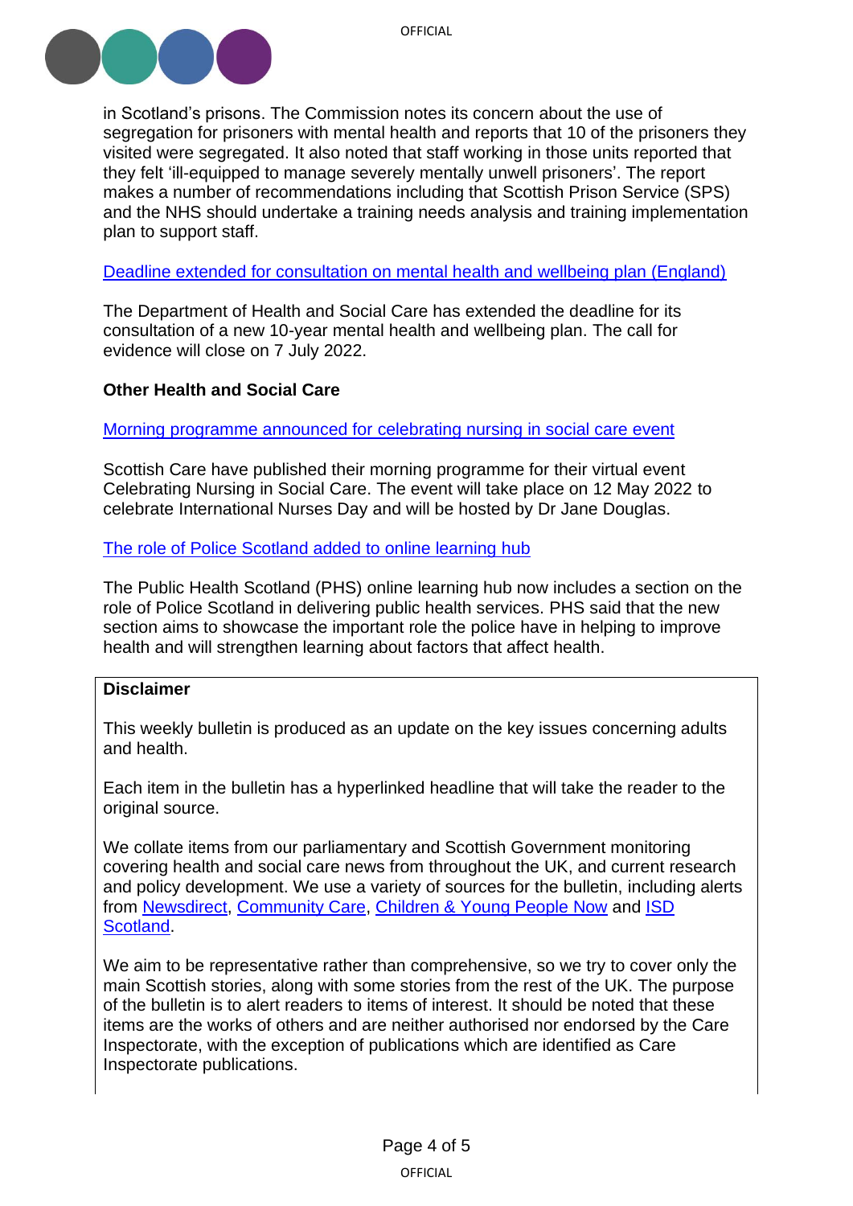in Scotland's prisons. The Commission notes its concern about the use of segregation for prisoners with mental health and reports that 10 of the prisoners they visited were segregated. It also noted that staff working in those units reported that they felt 'ill-equipped to manage severely mentally unwell prisoners'. The report makes a number of recommendations including that Scottish Prison Service (SPS) and the NHS should undertake a training needs analysis and training implementation plan to support staff.

Deadline extended for consultation on mental health and wellbeing plan (England)

The Department of Health and Social Care has extended the deadline for its consultation of a new 10-year mental health and wellbeing plan. The call for evidence will close on 7 July 2022.

**Other Health and Social Care**

Morning programme announced for celebrating nursing in social care event

Scottish Care have published their morning programme for their virtual event Celebrating Nursing in Social Care. The event will take place on 12 May 2022 to celebrate International Nurses Day and will be hosted by Dr Jane Douglas.

The role of Police Scotland added to online learning hub

The Public Health Scotland (PHS) online learning hub now includes a section on the role of Police Scotland in delivering public health services. PHS said that the new section aims to showcase the important role the police have in helping to improve health and will strengthen learning about factors that affect health.

**Disclaimer**

This weekly bulletin is produced as an update on the key issues concerning adults and health.

Each item in the bulletin has a hyperlinked headline that will take the reader to the original source.

We collate items from our parliamentary and Scottish Government monitoring covering health and social care news from throughout the UK, and current research and policy development. We use a variety of sources for the bulletin, including alerts from Newsdirect, Community Care, Children & Young People Now and ISD Scotland.

We aim to be representative rather than comprehensive, so we try to cover only the main Scottish stories, along with some stories from the rest of the UK. The purpose of the bulletin is to alert readers to items of interest. It should be noted that these items are the works of others and are neither authorised nor endorsed by the Care Inspectorate, with the exception of publications which are identified as Care Inspectorate publications.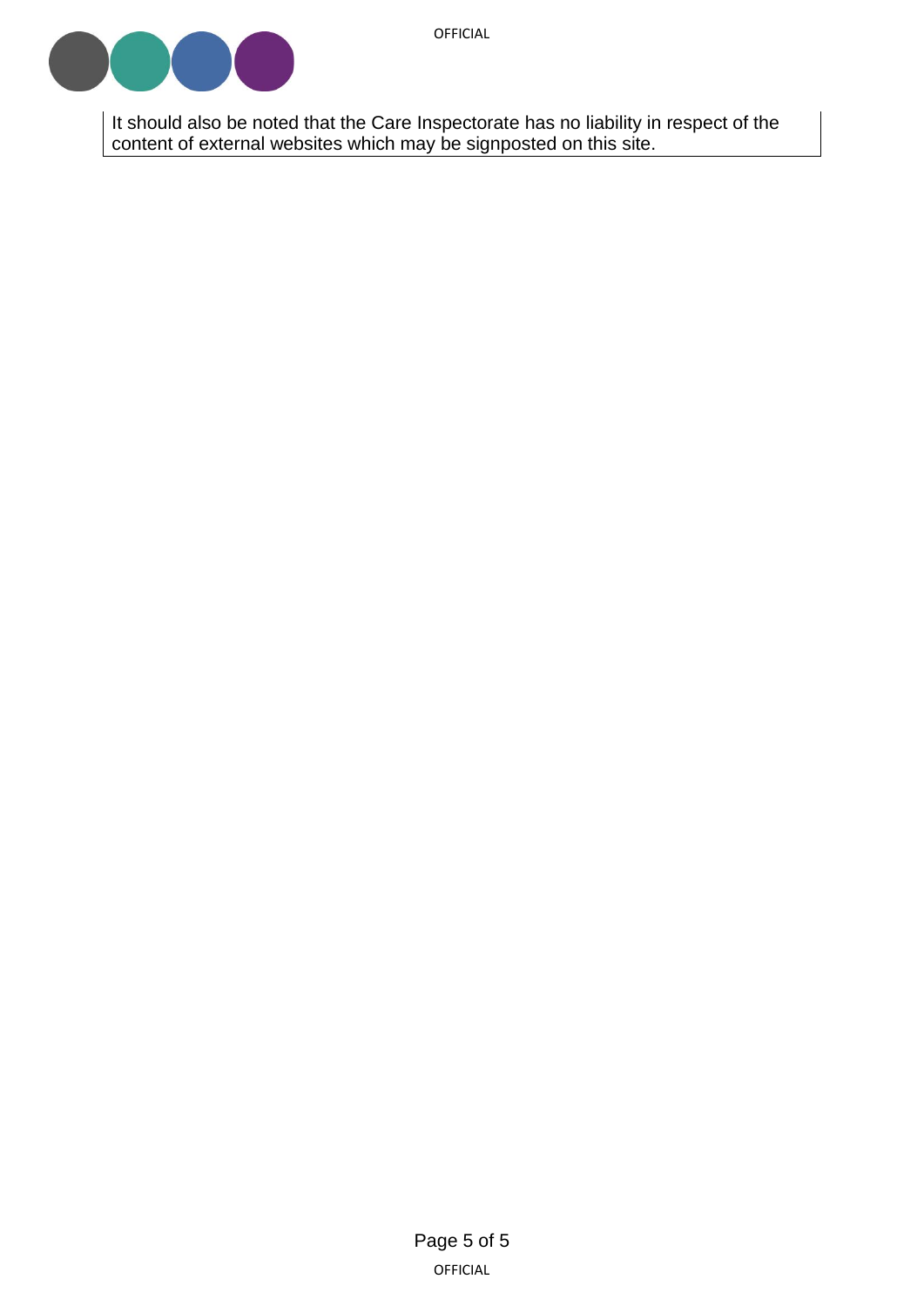It should also be noted that the Care Inspectorate has no liability in respect of the content of external websites which may be signposted on this site.